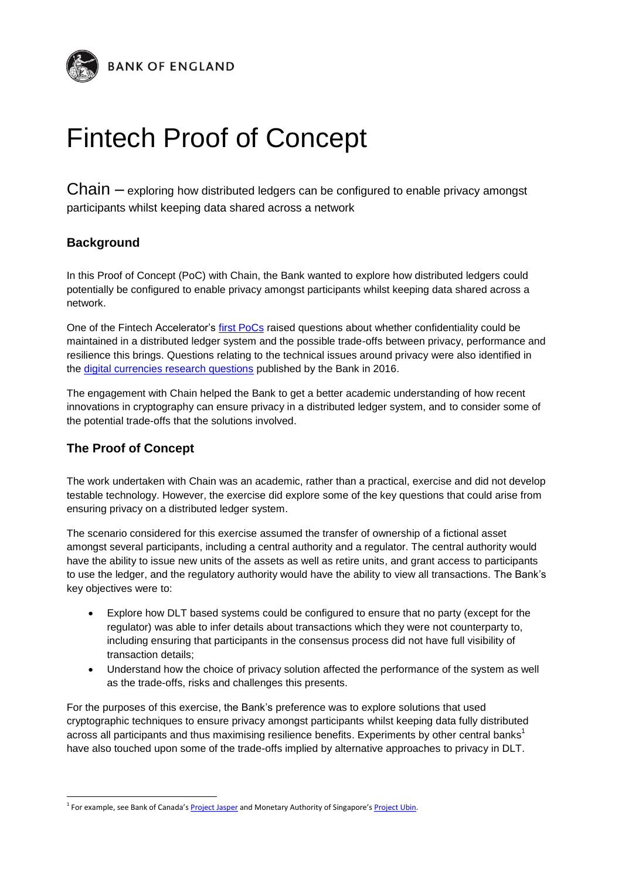BANK OF ENGLAND

# Fintech Proof of Concept

Chain – exploring how distributed ledgers can be configured to enable privacy amongst participants whilst keeping data shared across a network

## Background

In this Proof of Concept (PoC) with Chain, the Bank wanted to explore how distributed ledgers could potentially be configured to enable privacy amongst participants whilst keeping data shared across a network.

One of the Fintech Accelerator's first PoCs raised questions about whether confidentiality could be maintained in a distributed ledger system and the possible trade-offs between privacy, performance and resilience this brings. Questions relating to the technical issues around privacy were also identified in the digital currencies research questions published by the Bank in 2016.

The engagement with Chain helped the Bank to get a better academic understanding of how recent innovations in cryptography can ensure privacy in a distributed ledger system, and to consider some of the potential trade-offs that the solutions involved.

## The Proof of Concept

The work undertaken with Chain was an academic, rather than a practical, exercise and did not develop testable technology. However, the exercise did explore some of the key questions that could arise from ensuring privacy on a distributed ledger system.

The scenario considered for this exercise assumed the transfer of ownership of a fictional asset amongst several participants, including a central authority and a regulator. The central authority would have the ability to issue new units of the assets as well as retire units, and grant access to participants to use the ledger, and the regulatory authority would have the ability to view all transactions. The Bank's key objectives were to:

- Explore how DLT based systems could be configured to ensure that no party (except for the regulator) was able to infer details about transactions which they were not counterparty to, including ensuring that participants in the consensus process did not have full visibility of transaction details;
- Understand how the choice of privacy solution affected the performance of the system as well as the trade-offs, risks and challenges this presents.

For the purposes of this exercise, the Bank's preference was to explore solutions that used cryptographic techniques to ensure privacy amongst participants whilst keeping data fully distributed across all participants and thus maximising resilience benefits. Experiments by other central banks[1] have also touched upon some of the trade-offs implied by alternative approaches to privacy in DLT.

[1] For example, see Bank of Canada's Project Jasper and Monetary Authority of Singapore's Project Ubin.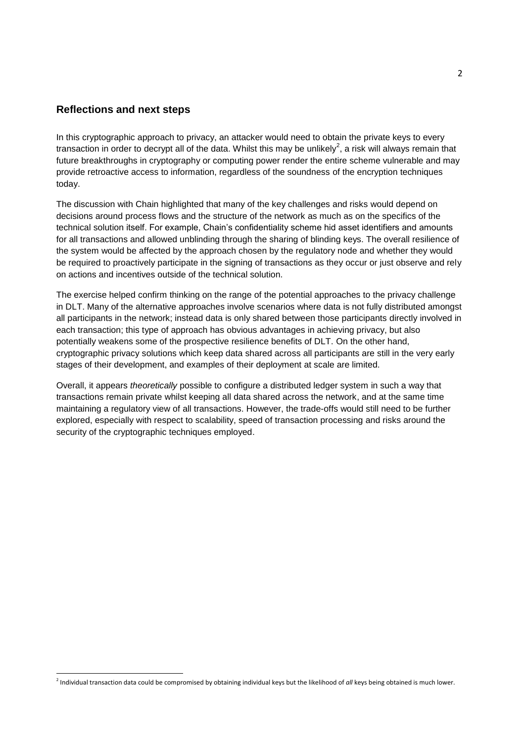## Reflections and next steps

In this cryptographic approach to privacy, an attacker would need to obtain the private keys to every transaction in order to decrypt all of the data. Whilst this may be unlikely[2], a risk will always remain that future breakthroughs in cryptography or computing power render the entire scheme vulnerable and may provide retroactive access to information, regardless of the soundness of the encryption techniques today.

The discussion with Chain highlighted that many of the key challenges and risks would depend on decisions around process flows and the structure of the network as much as on the specifics of the technical solution itself. For example, Chain's confidentiality scheme hid asset identifiers and amounts for all transactions and allowed unblinding through the sharing of blinding keys. The overall resilience of the system would be affected by the approach chosen by the regulatory node and whether they would be required to proactively participate in the signing of transactions as they occur or just observe and rely on actions and incentives outside of the technical solution.

The exercise helped confirm thinking on the range of the potential approaches to the privacy challenge in DLT. Many of the alternative approaches involve scenarios where data is not fully distributed amongst all participants in the network; instead data is only shared between those participants directly involved in each transaction; this type of approach has obvious advantages in achieving privacy, but also potentially weakens some of the prospective resilience benefits of DLT. On the other hand, cryptographic privacy solutions which keep data shared across all participants are still in the very early stages of their development, and examples of their deployment at scale are limited.

Overall, it appears *theoretically* possible to configure a distributed ledger system in such a way that transactions remain private whilst keeping all data shared across the network, and at the same time maintaining a regulatory view of all transactions. However, the trade-offs would still need to be further explored, especially with respect to scalability, speed of transaction processing and risks around the security of the cryptographic techniques employed.

[2] Individual transaction data could be compromised by obtaining individual keys but the likelihood of *all* keys being obtained is much lower.